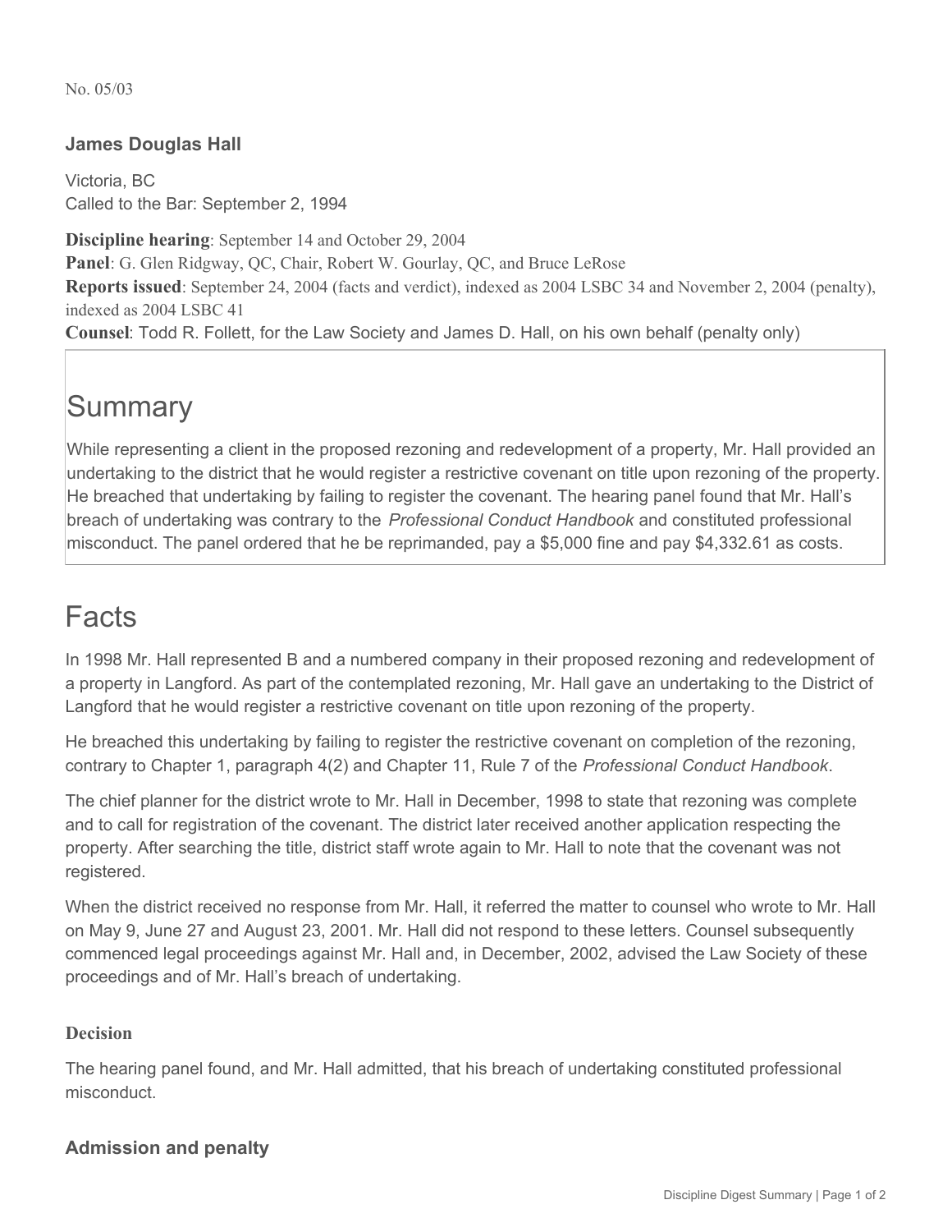No. 05/03

### James Douglas Hall

Victoria, BC
Called to the Bar: September 2, 1994

**Discipline hearing**: September 14 and October 29, 2004
**Panel**: G. Glen Ridgway, QC, Chair, Robert W. Gourlay, QC, and Bruce LeRose
**Reports issued**: September 24, 2004 (facts and verdict), indexed as 2004 LSBC 34 and November 2, 2004 (penalty), indexed as 2004 LSBC 41
**Counsel**: Todd R. Follett, for the Law Society and James D. Hall, on his own behalf (penalty only)

## Summary

While representing a client in the proposed rezoning and redevelopment of a property, Mr. Hall provided an undertaking to the district that he would register a restrictive covenant on title upon rezoning of the property. He breached that undertaking by failing to register the covenant. The hearing panel found that Mr. Hall's breach of undertaking was contrary to the *Professional Conduct Handbook* and constituted professional misconduct. The panel ordered that he be reprimanded, pay a $5,000 fine and pay $4,332.61 as costs.

## Facts

In 1998 Mr. Hall represented B and a numbered company in their proposed rezoning and redevelopment of a property in Langford. As part of the contemplated rezoning, Mr. Hall gave an undertaking to the District of Langford that he would register a restrictive covenant on title upon rezoning of the property.

He breached this undertaking by failing to register the restrictive covenant on completion of the rezoning, contrary to Chapter 1, paragraph 4(2) and Chapter 11, Rule 7 of the *Professional Conduct Handbook*.

The chief planner for the district wrote to Mr. Hall in December, 1998 to state that rezoning was complete and to call for registration of the covenant. The district later received another application respecting the property. After searching the title, district staff wrote again to Mr. Hall to note that the covenant was not registered.

When the district received no response from Mr. Hall, it referred the matter to counsel who wrote to Mr. Hall on May 9, June 27 and August 23, 2001. Mr. Hall did not respond to these letters. Counsel subsequently commenced legal proceedings against Mr. Hall and, in December, 2002, advised the Law Society of these proceedings and of Mr. Hall's breach of undertaking.

### Decision

The hearing panel found, and Mr. Hall admitted, that his breach of undertaking constituted professional misconduct.

### Admission and penalty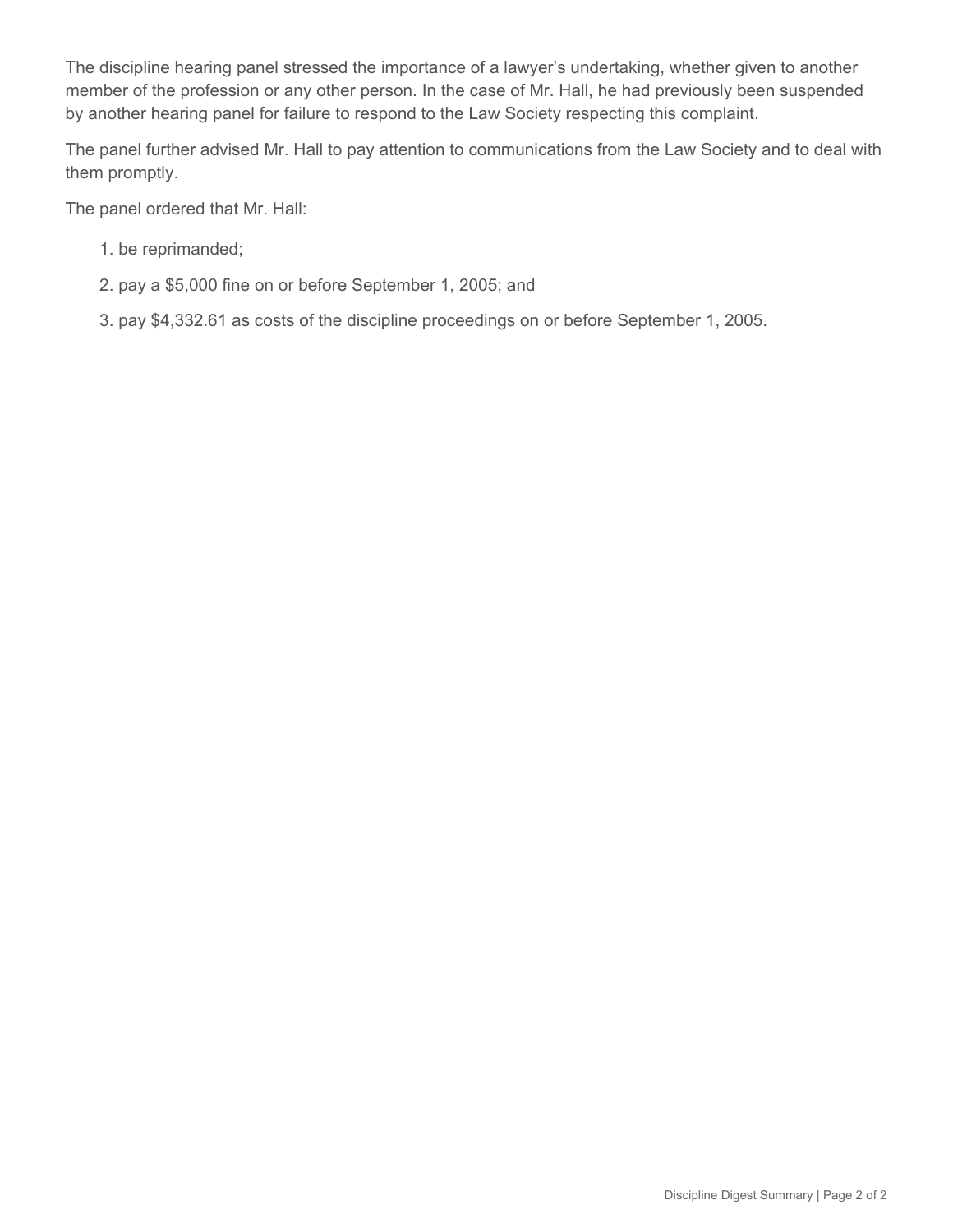The discipline hearing panel stressed the importance of a lawyer's undertaking, whether given to another member of the profession or any other person. In the case of Mr. Hall, he had previously been suspended by another hearing panel for failure to respond to the Law Society respecting this complaint.

The panel further advised Mr. Hall to pay attention to communications from the Law Society and to deal with them promptly.

The panel ordered that Mr. Hall:

1. be reprimanded;
2. pay a $5,000 fine on or before September 1, 2005; and
3. pay $4,332.61 as costs of the discipline proceedings on or before September 1, 2005.